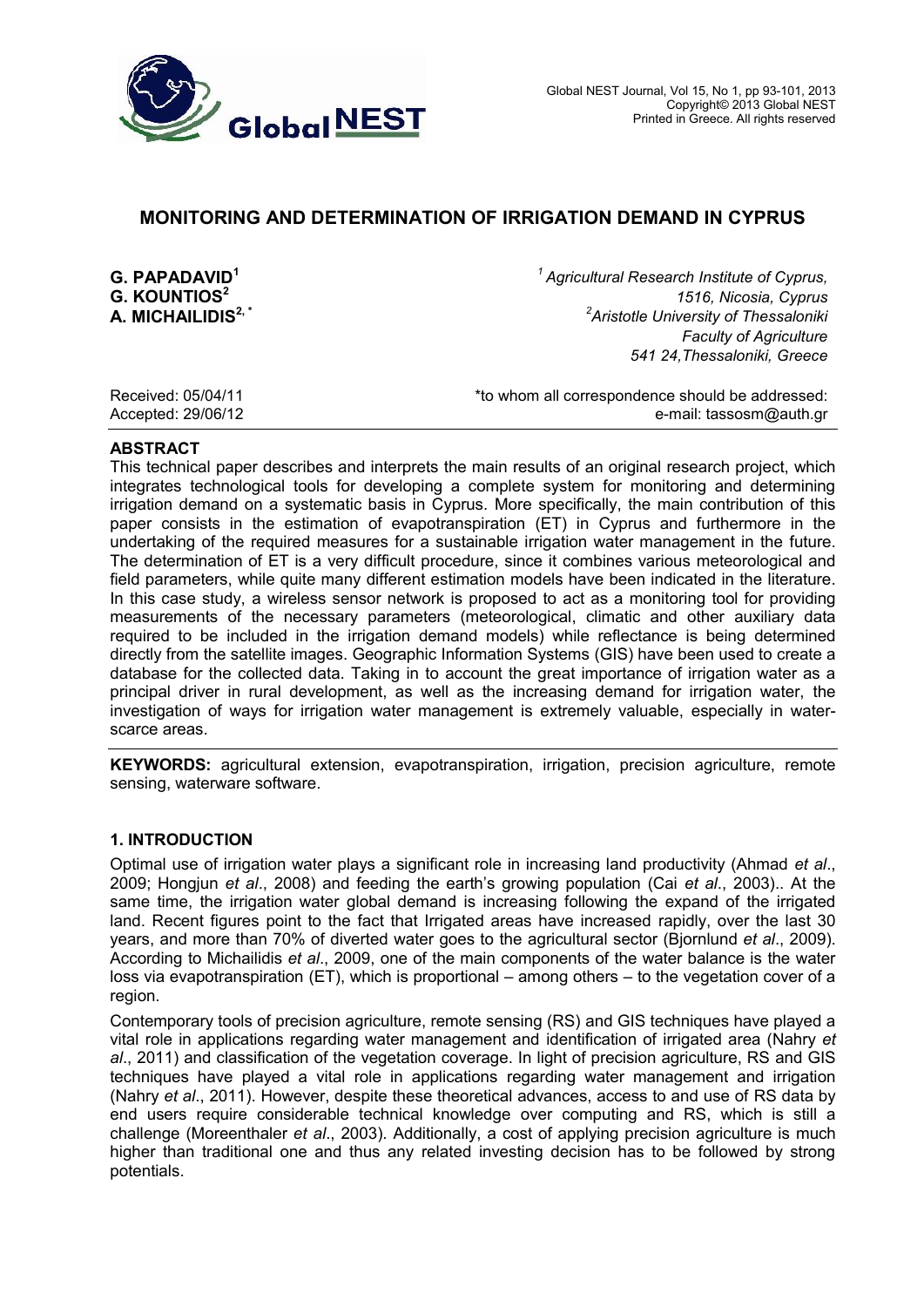# MONITORING AND DETERMINATION OF IRRIGATION DEMAND IN CYPRUS

**G. PAPADAVID[1]**
**G. KOUNTIOS[2]**
**A. MICHAILIDIS[2,*]**

[1] *Agricultural Research Institute of Cyprus, 1516, Nicosia, Cyprus*
[2] *Aristotle University of Thessaloniki Faculty of Agriculture 541 24, Thessaloniki, Greece*

Received: 05/04/11
Accepted: 29/06/12

*to whom all correspondence should be addressed:
e-mail: tassosm@auth.gr

## ABSTRACT

This technical paper describes and interprets the main results of an original research project, which integrates technological tools for developing a complete system for monitoring and determining irrigation demand on a systematic basis in Cyprus. More specifically, the main contribution of this paper consists in the estimation of evapotranspiration (ET) in Cyprus and furthermore in the undertaking of the required measures for a sustainable irrigation water management in the future. The determination of ET is a very difficult procedure, since it combines various meteorological and field parameters, while quite many different estimation models have been indicated in the literature. In this case study, a wireless sensor network is proposed to act as a monitoring tool for providing measurements of the necessary parameters (meteorological, climatic and other auxiliary data required to be included in the irrigation demand models) while reflectance is being determined directly from the satellite images. Geographic Information Systems (GIS) have been used to create a database for the collected data. Taking in to account the great importance of irrigation water as a principal driver in rural development, as well as the increasing demand for irrigation water, the investigation of ways for irrigation water management is extremely valuable, especially in water-scarce areas.

**KEYWORDS:** agricultural extension, evapotranspiration, irrigation, precision agriculture, remote sensing, waterware software.

## 1. INTRODUCTION

Optimal use of irrigation water plays a significant role in increasing land productivity (Ahmad *et al*., 2009; Hongjun *et al*., 2008) and feeding the earth's growing population (Cai *et al*., 2003).. At the same time, the irrigation water global demand is increasing following the expand of the irrigated land. Recent figures point to the fact that Irrigated areas have increased rapidly, over the last 30 years, and more than 70% of diverted water goes to the agricultural sector (Bjornlund *et al*., 2009). According to Michailidis *et al*., 2009, one of the main components of the water balance is the water loss via evapotranspiration (ET), which is proportional – among others – to the vegetation cover of a region.

Contemporary tools of precision agriculture, remote sensing (RS) and GIS techniques have played a vital role in applications regarding water management and identification of irrigated area (Nahry *et al*., 2011) and classification of the vegetation coverage. In light of precision agriculture, RS and GIS techniques have played a vital role in applications regarding water management and irrigation (Nahry *et al*., 2011). However, despite these theoretical advances, access to and use of RS data by end users require considerable technical knowledge over computing and RS, which is still a challenge (Moreenthaler *et al*., 2003). Additionally, a cost of applying precision agriculture is much higher than traditional one and thus any related investing decision has to be followed by strong potentials.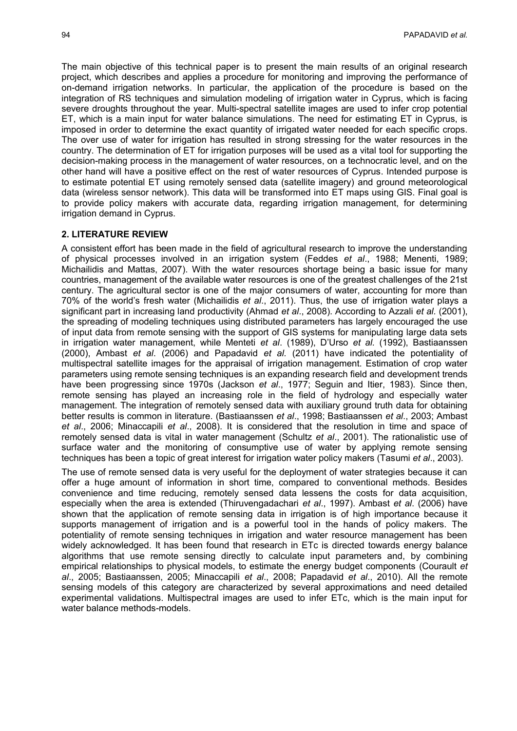The main objective of this technical paper is to present the main results of an original research project, which describes and applies a procedure for monitoring and improving the performance of on-demand irrigation networks. In particular, the application of the procedure is based on the integration of RS techniques and simulation modeling of irrigation water in Cyprus, which is facing severe droughts throughout the year. Multi-spectral satellite images are used to infer crop potential ET, which is a main input for water balance simulations. The need for estimating ET in Cyprus, is imposed in order to determine the exact quantity of irrigated water needed for each specific crops. The over use of water for irrigation has resulted in strong stressing for the water resources in the country. The determination of ET for irrigation purposes will be used as a vital tool for supporting the decision-making process in the management of water resources, on a technocratic level, and on the other hand will have a positive effect on the rest of water resources of Cyprus. Intended purpose is to estimate potential ET using remotely sensed data (satellite imagery) and ground meteorological data (wireless sensor network). This data will be transformed into ET maps using GIS. Final goal is to provide policy makers with accurate data, regarding irrigation management, for determining irrigation demand in Cyprus.

## 2. LITERATURE REVIEW

A consistent effort has been made in the field of agricultural research to improve the understanding of physical processes involved in an irrigation system (Feddes *et al*., 1988; Menenti, 1989; Michailidis and Mattas, 2007). With the water resources shortage being a basic issue for many countries, management of the available water resources is one of the greatest challenges of the 21st century. The agricultural sector is one of the major consumers of water, accounting for more than 70% of the world's fresh water (Michailidis *et al*., 2011). Thus, the use of irrigation water plays a significant part in increasing land productivity (Ahmad *et al*., 2008). According to Azzali *et al*. (2001), the spreading of modeling techniques using distributed parameters has largely encouraged the use of input data from remote sensing with the support of GIS systems for manipulating large data sets in irrigation water management, while Menteti *et al*. (1989), D'Urso *et al.* (1992), Bastiaanssen (2000), Ambast *et al*. (2006) and Papadavid *et al*. (2011) have indicated the potentiality of multispectral satellite images for the appraisal of irrigation management. Estimation of crop water parameters using remote sensing techniques is an expanding research field and development trends have been progressing since 1970s (Jackson *et al*., 1977; Seguin and Itier, 1983). Since then, remote sensing has played an increasing role in the field of hydrology and especially water management. The integration of remotely sensed data with auxiliary ground truth data for obtaining better results is common in literature. (Bastiaanssen *et al*., 1998; Bastiaanssen *et al*., 2003; Ambast *et al*., 2006; Minaccapili *et al*., 2008). It is considered that the resolution in time and space of remotely sensed data is vital in water management (Schultz *et al*., 2001). The rationalistic use of surface water and the monitoring of consumptive use of water by applying remote sensing techniques has been a topic of great interest for irrigation water policy makers (Tasumi *et al*., 2003).

The use of remote sensed data is very useful for the deployment of water strategies because it can offer a huge amount of information in short time, compared to conventional methods. Besides convenience and time reducing, remotely sensed data lessens the costs for data acquisition, especially when the area is extended (Thiruvengadachari *et al*., 1997). Ambast *et al*. (2006) have shown that the application of remote sensing data in irrigation is of high importance because it supports management of irrigation and is a powerful tool in the hands of policy makers. The potentiality of remote sensing techniques in irrigation and water resource management has been widely acknowledged. It has been found that research in ETc is directed towards energy balance algorithms that use remote sensing directly to calculate input parameters and, by combining empirical relationships to physical models, to estimate the energy budget components (Courault *et al*., 2005; Bastiaanssen, 2005; Minaccapili *et al*., 2008; Papadavid *et al*., 2010). All the remote sensing models of this category are characterized by several approximations and need detailed experimental validations. Multispectral images are used to infer ETc, which is the main input for water balance methods-models.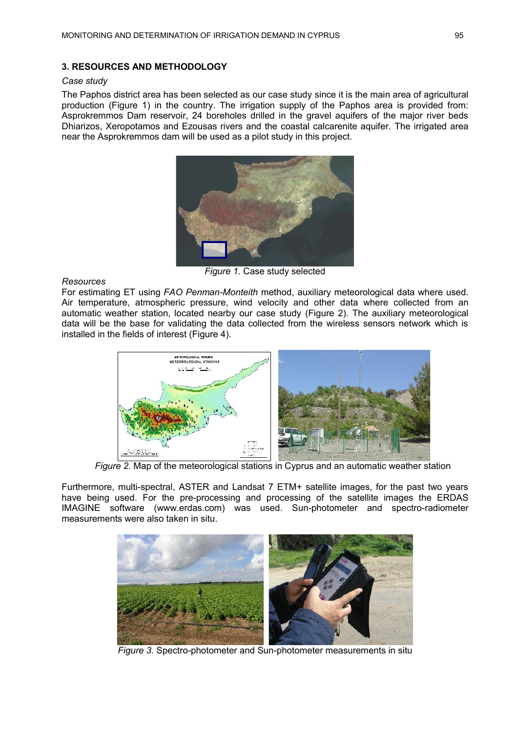## 3. RESOURCES AND METHODOLOGY

*Case study*

The Paphos district area has been selected as our case study since it is the main area of agricultural production (Figure 1) in the country. The irrigation supply of the Paphos area is provided from: Asprokremmos Dam reservoir, 24 boreholes drilled in the gravel aquifers of the major river beds Dhiarizos, Xeropotamos and Ezousas rivers and the coastal calcarenite aquifer. The irrigated area near the Asprokremmos dam will be used as a pilot study in this project.

*Figure 1.* Case study selected

*Resources*

For estimating ET using *FAO Penman-Monteith* method, auxiliary meteorological data where used. Air temperature, atmospheric pressure, wind velocity and other data where collected from an automatic weather station, located nearby our case study (Figure 2). The auxiliary meteorological data will be the base for validating the data collected from the wireless sensors network which is installed in the fields of interest (Figure 4).

*Figure 2.* Map of the meteorological stations in Cyprus and an automatic weather station

Furthermore, multi-spectral, ASTER and Landsat 7 ETM+ satellite images, for the past two years have being used. For the pre-processing and processing of the satellite images the ERDAS IMAGINE software (www.erdas.com) was used. Sun-photometer and spectro-radiometer measurements were also taken in situ.

*Figure 3.* Spectro-photometer and Sun-photometer measurements in situ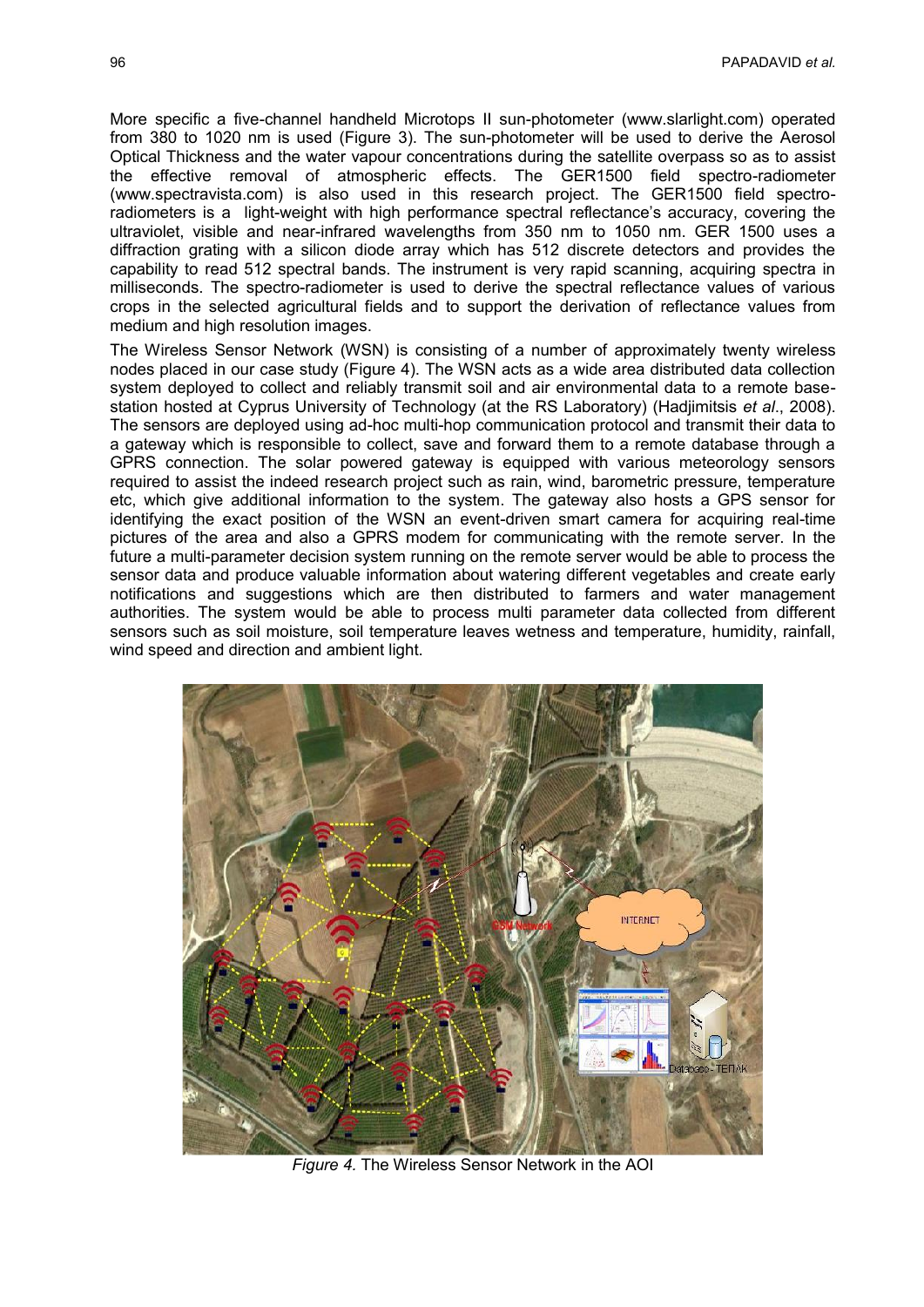More specific a five-channel handheld Microtops II sun-photometer (www.slarlight.com) operated from 380 to 1020 nm is used (Figure 3). The sun-photometer will be used to derive the Aerosol Optical Thickness and the water vapour concentrations during the satellite overpass so as to assist the effective removal of atmospheric effects. The GER1500 field spectro-radiometer (www.spectravista.com) is also used in this research project. The GER1500 field spectro-radiometers is a light-weight with high performance spectral reflectance's accuracy, covering the ultraviolet, visible and near-infrared wavelengths from 350 nm to 1050 nm. GER 1500 uses a diffraction grating with a silicon diode array which has 512 discrete detectors and provides the capability to read 512 spectral bands. The instrument is very rapid scanning, acquiring spectra in milliseconds. The spectro-radiometer is used to derive the spectral reflectance values of various crops in the selected agricultural fields and to support the derivation of reflectance values from medium and high resolution images.

The Wireless Sensor Network (WSN) is consisting of a number of approximately twenty wireless nodes placed in our case study (Figure 4). The WSN acts as a wide area distributed data collection system deployed to collect and reliably transmit soil and air environmental data to a remote base-station hosted at Cyprus University of Technology (at the RS Laboratory) (Hadjimitsis *et al*., 2008). The sensors are deployed using ad-hoc multi-hop communication protocol and transmit their data to a gateway which is responsible to collect, save and forward them to a remote database through a GPRS connection. The solar powered gateway is equipped with various meteorology sensors required to assist the indeed research project such as rain, wind, barometric pressure, temperature etc, which give additional information to the system. The gateway also hosts a GPS sensor for identifying the exact position of the WSN an event-driven smart camera for acquiring real-time pictures of the area and also a GPRS modem for communicating with the remote server. In the future a multi-parameter decision system running on the remote server would be able to process the sensor data and produce valuable information about watering different vegetables and create early notifications and suggestions which are then distributed to farmers and water management authorities. The system would be able to process multi parameter data collected from different sensors such as soil moisture, soil temperature leaves wetness and temperature, humidity, rainfall, wind speed and direction and ambient light.

*Figure 4.* The Wireless Sensor Network in the AOI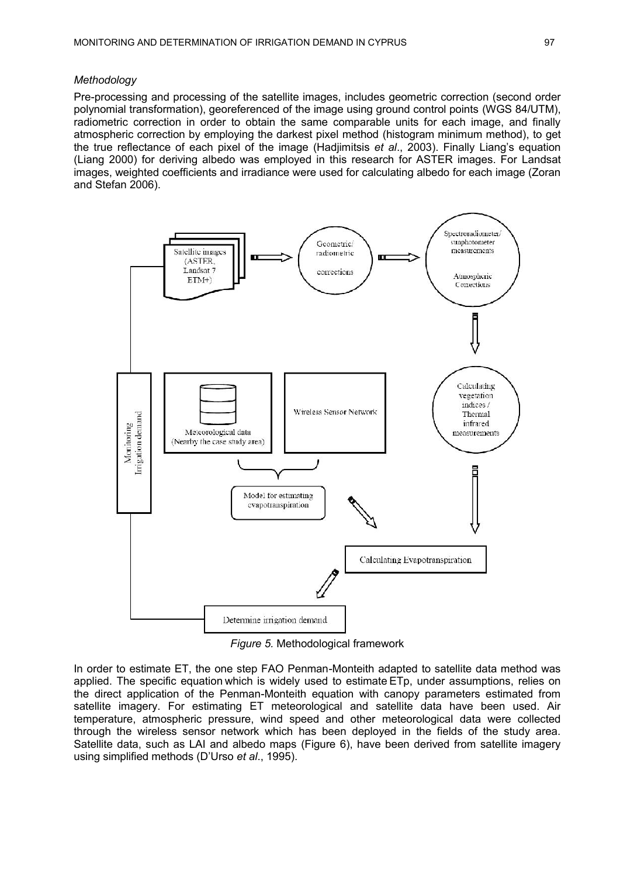*Methodology*

Pre-processing and processing of the satellite images, includes geometric correction (second order polynomial transformation), georeferenced of the image using ground control points (WGS 84/UTM), radiometric correction in order to obtain the same comparable units for each image, and finally atmospheric correction by employing the darkest pixel method (histogram minimum method), to get the true reflectance of each pixel of the image (Hadjimitsis *et al*., 2003). Finally Liang's equation (Liang 2000) for deriving albedo was employed in this research for ASTER images. For Landsat images, weighted coefficients and irradiance were used for calculating albedo for each image (Zoran and Stefan 2006).

*Figure 5.* Methodological framework

In order to estimate ET, the one step FAO Penman-Monteith adapted to satellite data method was applied. The specific equation which is widely used to estimate ETp, under assumptions, relies on the direct application of the Penman-Monteith equation with canopy parameters estimated from satellite imagery. For estimating ET meteorological and satellite data have been used. Air temperature, atmospheric pressure, wind speed and other meteorological data were collected through the wireless sensor network which has been deployed in the fields of the study area. Satellite data, such as LAI and albedo maps (Figure 6), have been derived from satellite imagery using simplified methods (D'Urso *et al*., 1995).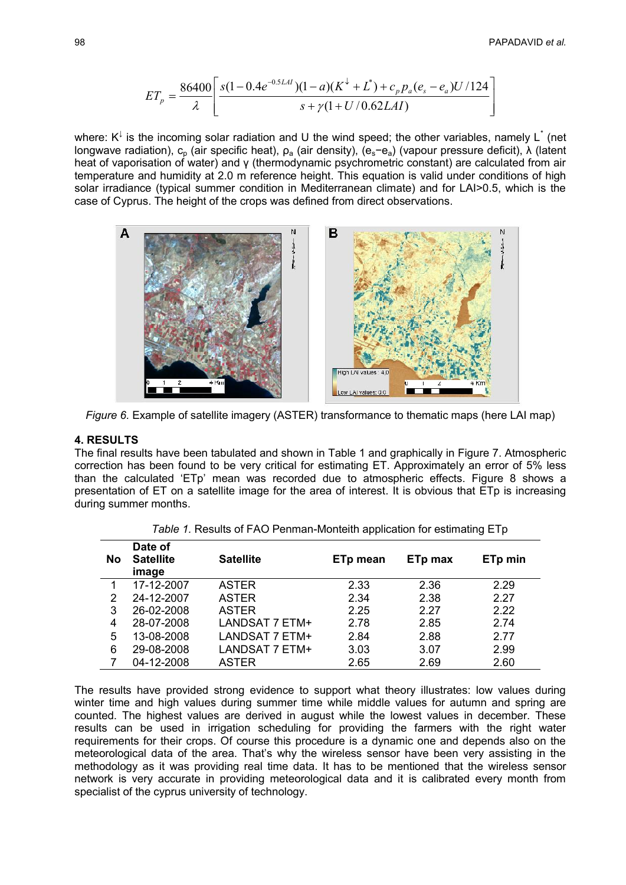$$ET_p = \frac{86400}{\lambda}\left[\frac{s(1-0.4e^{-0.5LAI})(1-a)(K^{\downarrow}+L^{*})+c_p p_a(e_s-e_a)U/124}{s+\gamma(1+U/0.62LAI)}\right]$$

where: $K^{\downarrow}$ is the incoming solar radiation and U the wind speed; the other variables, namely $L^{*}$ (net longwave radiation), $c_p$ (air specific heat), $\rho_a$ (air density), $(e_s - e_a)$ (vapour pressure deficit), $\lambda$ (latent heat of vaporisation of water) and $\gamma$ (thermodynamic psychrometric constant) are calculated from air temperature and humidity at 2.0 m reference height. This equation is valid under conditions of high solar irradiance (typical summer condition in Mediterranean climate) and for LAI>0.5, which is the case of Cyprus. The height of the crops was defined from direct observations.

*Figure 6.* Example of satellite imagery (ASTER) transformation to thematic maps (here LAI map)

## 4. RESULTS

The final results have been tabulated and shown in Table 1 and graphically in Figure 7. Atmospheric correction has been found to be very critical for estimating ET. Approximately an error of 5% less than the calculated 'ETp' mean was recorded due to atmospheric effects. Figure 8 shows a presentation of ET on a satellite image for the area of interest. It is obvious that ETp is increasing during summer months.

*Table 1.* Results of FAO Penman-Monteith application for estimating ETp

| No | Date of Satellite image | Satellite | ETp mean | ETp max | ETp min |
|---|---|---|---|---|---|
| 1 | 17-12-2007 | ASTER | 2.33 | 2.36 | 2.29 |
| 2 | 24-12-2007 | ASTER | 2.34 | 2.38 | 2.27 |
| 3 | 26-02-2008 | ASTER | 2.25 | 2.27 | 2.22 |
| 4 | 28-07-2008 | LANDSAT 7 ETM+ | 2.78 | 2.85 | 2.74 |
| 5 | 13-08-2008 | LANDSAT 7 ETM+ | 2.84 | 2.88 | 2.77 |
| 6 | 29-08-2008 | LANDSAT 7 ETM+ | 3.03 | 3.07 | 2.99 |
| 7 | 04-12-2008 | ASTER | 2.65 | 2.69 | 2.60 |

The results have provided strong evidence to support what theory illustrates: low values during winter time and high values during summer time while middle values for autumn and spring are counted. The highest values are derived in august while the lowest values in december. These results can be used in irrigation scheduling for providing the farmers with the right water requirements for their crops. Of course this procedure is a dynamic one and depends also on the meteorological data of the area. That's why the wireless sensor have been very assisting in the methodology as it was providing real time data. It has to be mentioned that the wireless sensor network is very accurate in providing meteorological data and it is calibrated every month from specialist of the cyprus university of technology.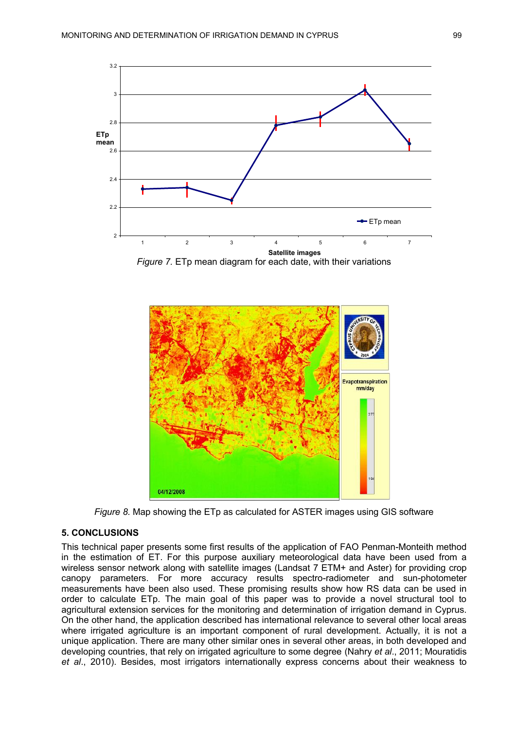*Figure 7.* ETp mean diagram for each date, with their variations

*Figure 8.* Map showing the ETp as calculated for ASTER images using GIS software

## 5. CONCLUSIONS

This technical paper presents some first results of the application of FAO Penman-Monteith method in the estimation of ET. For this purpose auxiliary meteorological data have been used from a wireless sensor network along with satellite images (Landsat 7 ETM+ and Aster) for providing crop canopy parameters. For more accuracy results spectro-radiometer and sun-photometer measurements have been also used. These promising results show how RS data can be used in order to calculate ETp. The main goal of this paper was to provide a novel structural tool to agricultural extension services for the monitoring and determination of irrigation demand in Cyprus. On the other hand, the application described has international relevance to several other local areas where irrigated agriculture is an important component of rural development. Actually, it is not a unique application. There are many other similar ones in several other areas, in both developed and developing countries, that rely on irrigated agriculture to some degree (Nahry *et al*., 2011; Mouratidis *et al*., 2010). Besides, most irrigators internationally express concerns about their weakness to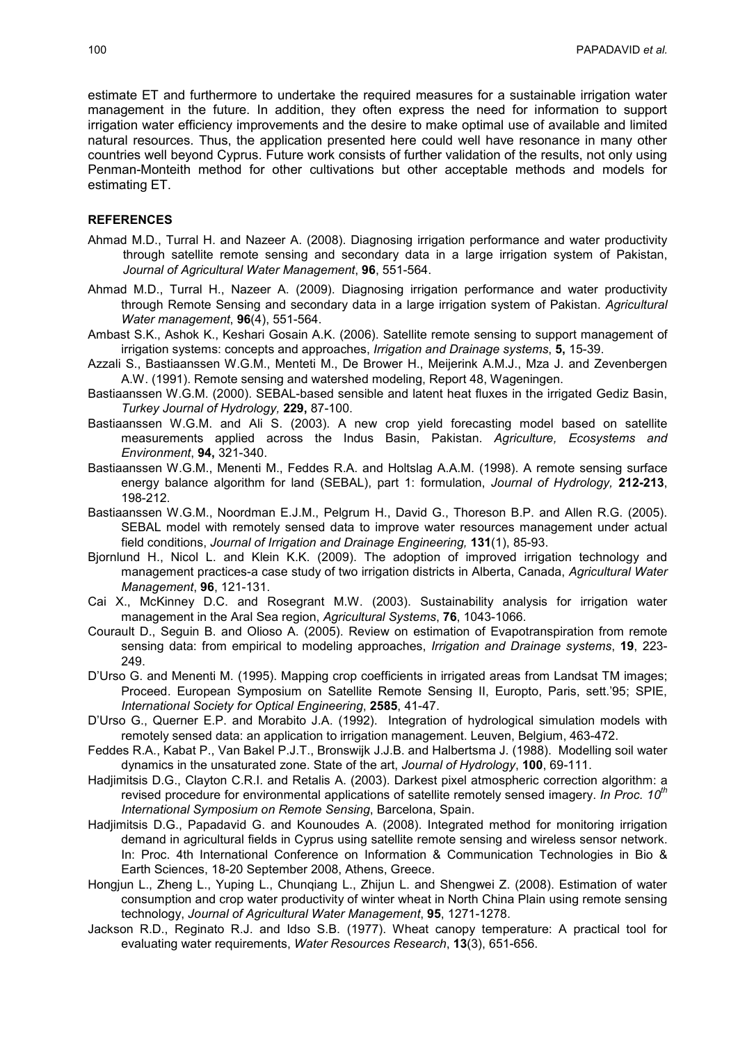estimate ET and furthermore to undertake the required measures for a sustainable irrigation water management in the future. In addition, they often express the need for information to support irrigation water efficiency improvements and the desire to make optimal use of available and limited natural resources. Thus, the application presented here could well have resonance in many other countries well beyond Cyprus. Future work consists of further validation of the results, not only using Penman-Monteith method for other cultivations but other acceptable methods and models for estimating ET.

## REFERENCES

Ahmad M.D., Turral H. and Nazeer A. (2008). Diagnosing irrigation performance and water productivity through satellite remote sensing and secondary data in a large irrigation system of Pakistan, *Journal of Agricultural Water Management*, **96**, 551-564.

Ahmad M.D., Turral H., Nazeer A. (2009). Diagnosing irrigation performance and water productivity through Remote Sensing and secondary data in a large irrigation system of Pakistan. *Agricultural Water management*, **96**(4), 551-564.

Ambast S.K., Ashok K., Keshari Gosain A.K. (2006). Satellite remote sensing to support management of irrigation systems: concepts and approaches, *Irrigation and Drainage systems*, **5,** 15-39.

Azzali S., Bastiaanssen W.G.M., Menteti M., De Brower H., Meijerink A.M.J., Mza J. and Zevenbergen A.W. (1991). Remote sensing and watershed modeling, Report 48, Wageningen.

Bastiaanssen W.G.M. (2000). SEBAL-based sensible and latent heat fluxes in the irrigated Gediz Basin, *Turkey Journal of Hydrology,* **229,** 87-100.

Bastiaanssen W.G.M. and Ali S. (2003). A new crop yield forecasting model based on satellite measurements applied across the Indus Basin, Pakistan. *Agriculture, Ecosystems and Environment*, **94,** 321-340.

Bastiaanssen W.G.M., Menenti M., Feddes R.A. and Holtslag A.A.M. (1998). A remote sensing surface energy balance algorithm for land (SEBAL), part 1: formulation, *Journal of Hydrology,* **212-213**, 198-212.

Bastiaanssen W.G.M., Noordman E.J.M., Pelgrum H., David G., Thoreson B.P. and Allen R.G. (2005). SEBAL model with remotely sensed data to improve water resources management under actual field conditions, *Journal of Irrigation and Drainage Engineering,* **131**(1), 85-93.

Bjornlund H., Nicol L. and Klein K.K. (2009). The adoption of improved irrigation technology and management practices-a case study of two irrigation districts in Alberta, Canada, *Agricultural Water Management*, **96**, 121-131.

Cai X., McKinney D.C. and Rosegrant M.W. (2003). Sustainability analysis for irrigation water management in the Aral Sea region, *Agricultural Systems*, **76**, 1043-1066.

Courault D., Seguin B. and Olioso A. (2005). Review on estimation of Evapotranspiration from remote sensing data: from empirical to modeling approaches, *Irrigation and Drainage systems*, **19**, 223-249.

D'Urso G. and Menenti M. (1995). Mapping crop coefficients in irrigated areas from Landsat TM images; Proceed. European Symposium on Satellite Remote Sensing II, Europto, Paris, sett.'95; SPIE, *International Society for Optical Engineering*, **2585**, 41-47.

D'Urso G., Querner E.P. and Morabito J.A. (1992). Integration of hydrological simulation models with remotely sensed data: an application to irrigation management. Leuven, Belgium, 463-472.

Feddes R.A., Kabat P., Van Bakel P.J.T., Bronswijk J.J.B. and Halbertsma J. (1988). Modelling soil water dynamics in the unsaturated zone. State of the art, *Journal of Hydrology*, **100**, 69-111.

Hadjimitsis D.G., Clayton C.R.I. and Retalis A. (2003). Darkest pixel atmospheric correction algorithm: a revised procedure for environmental applications of satellite remotely sensed imagery. *In Proc. 10th International Symposium on Remote Sensing*, Barcelona, Spain.

Hadjimitsis D.G., Papadavid G. and Kounoudes A. (2008). Integrated method for monitoring irrigation demand in agricultural fields in Cyprus using satellite remote sensing and wireless sensor network. In: Proc. 4th International Conference on Information & Communication Technologies in Bio & Earth Sciences, 18-20 September 2008, Athens, Greece.

Hongjun L., Zheng L., Yuping L., Chunqiang L., Zhijun L. and Shengwei Z. (2008). Estimation of water consumption and crop water productivity of winter wheat in North China Plain using remote sensing technology, *Journal of Agricultural Water Management*, **95**, 1271-1278.

Jackson R.D., Reginato R.J. and Idso S.B. (1977). Wheat canopy temperature: A practical tool for evaluating water requirements, *Water Resources Research*, **13**(3), 651-656.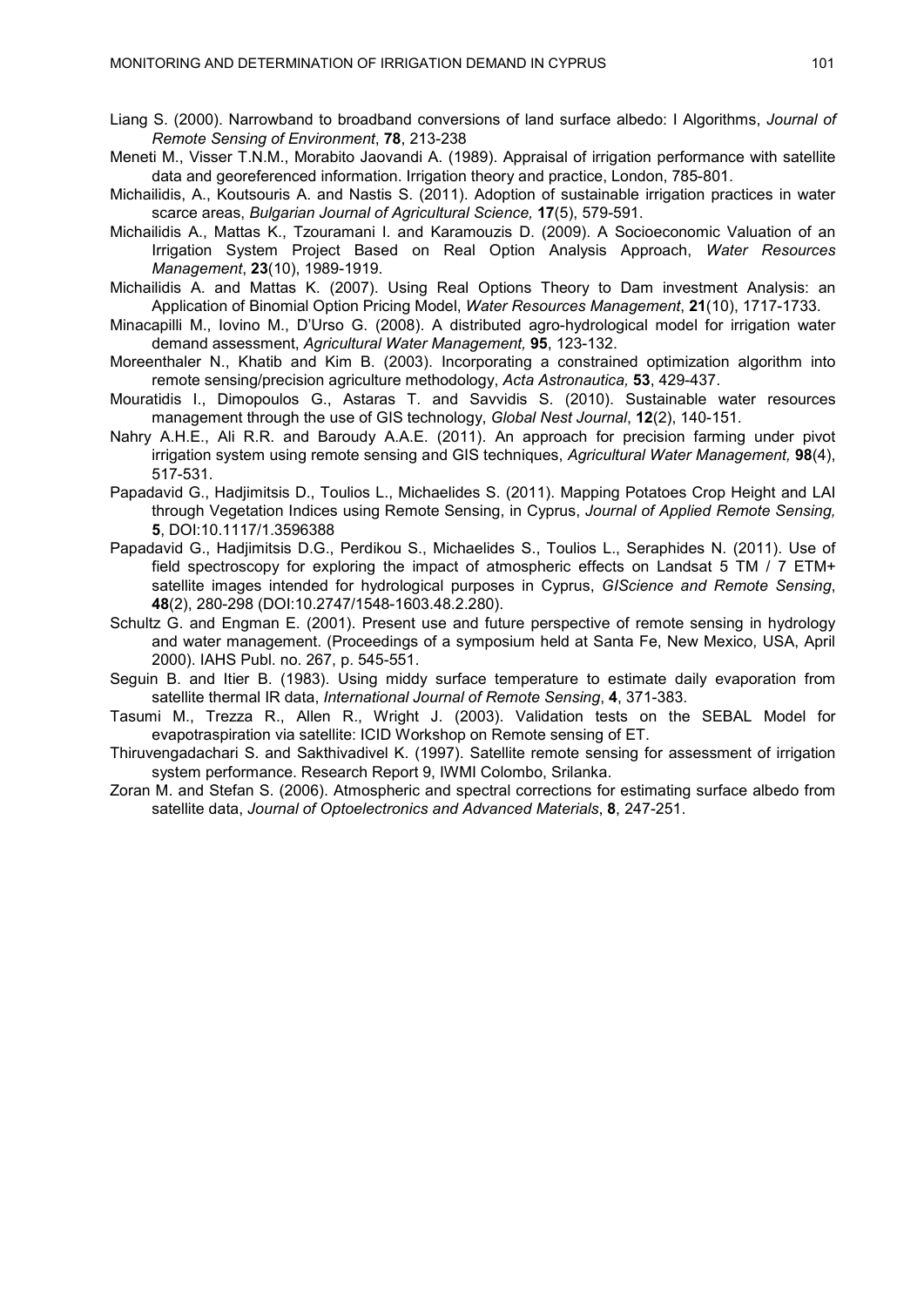Liang S. (2000). Narrowband to broadband conversions of land surface albedo: I Algorithms, *Journal of Remote Sensing of Environment*, **78**, 213-238

Meneti M., Visser T.N.M., Morabito Jaovandi A. (1989). Appraisal of irrigation performance with satellite data and georeferenced information. Irrigation theory and practice, London, 785-801.

Michailidis, A., Koutsouris A. and Nastis S. (2011). Adoption of sustainable irrigation practices in water scarce areas, *Bulgarian Journal of Agricultural Science,* **17**(5), 579-591.

Michailidis A., Mattas K., Tzouramani I. and Karamouzis D. (2009). A Socioeconomic Valuation of an Irrigation System Project Based on Real Option Analysis Approach, *Water Resources Management*, **23**(10), 1989-1919.

Michailidis A. and Mattas K. (2007). Using Real Options Theory to Dam investment Analysis: an Application of Binomial Option Pricing Model, *Water Resources Management*, **21**(10), 1717-1733.

Minacapilli M., Iovino M., D'Urso G. (2008). A distributed agro-hydrological model for irrigation water demand assessment, *Agricultural Water Management,* **95**, 123-132.

Moreenthaler N., Khatib and Kim B. (2003). Incorporating a constrained optimization algorithm into remote sensing/precision agriculture methodology, *Acta Astronautica,* **53**, 429-437.

Mouratidis I., Dimopoulos G., Astaras T. and Savvidis S. (2010). Sustainable water resources management through the use of GIS technology, *Global Nest Journal*, **12**(2), 140-151.

Nahry A.H.E., Ali R.R. and Baroudy A.A.E. (2011). An approach for precision farming under pivot irrigation system using remote sensing and GIS techniques, *Agricultural Water Management,* **98**(4), 517-531.

Papadavid G., Hadjimitsis D., Toulios L., Michaelides S. (2011). Mapping Potatoes Crop Height and LAI through Vegetation Indices using Remote Sensing, in Cyprus, *Journal of Applied Remote Sensing,* **5**, DOI:10.1117/1.3596388

Papadavid G., Hadjimitsis D.G., Perdikou S., Michaelides S., Toulios L., Seraphides N. (2011). Use of field spectroscopy for exploring the impact of atmospheric effects on Landsat 5 TM / 7 ETM+ satellite images intended for hydrological purposes in Cyprus, *GIScience and Remote Sensing*, **48**(2), 280-298 (DOI:10.2747/1548-1603.48.2.280).

Schultz G. and Engman E. (2001). Present use and future perspective of remote sensing in hydrology and water management. (Proceedings of a symposium held at Santa Fe, New Mexico, USA, April 2000). IAHS Publ. no. 267, p. 545-551.

Seguin B. and Itier B. (1983). Using middy surface temperature to estimate daily evaporation from satellite thermal IR data, *International Journal of Remote Sensing*, **4**, 371-383.

Tasumi M., Trezza R., Allen R., Wright J. (2003). Validation tests on the SEBAL Model for evapotraspiration via satellite: ICID Workshop on Remote sensing of ET.

Thiruvengadachari S. and Sakthivadivel K. (1997). Satellite remote sensing for assessment of irrigation system performance. Research Report 9, IWMI Colombo, Srilanka.

Zoran M. and Stefan S. (2006). Atmospheric and spectral corrections for estimating surface albedo from satellite data, *Journal of Optoelectronics and Advanced Materials*, **8**, 247-251.